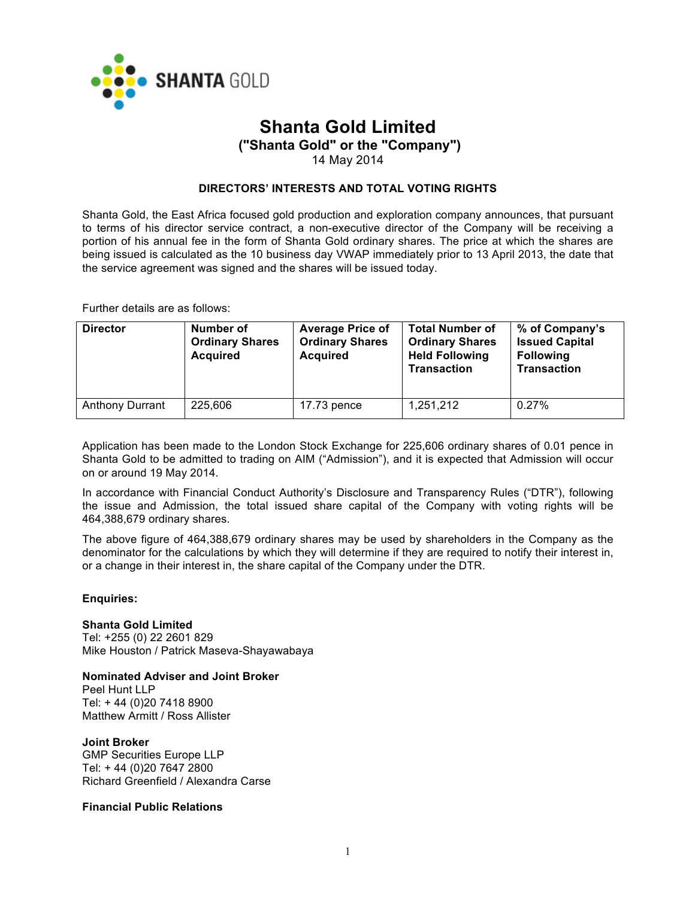# Shanta Gold Limited

**("Shanta Gold" or the "Company")**

14 May 2014

**DIRECTORS' INTERESTS AND TOTAL VOTING RIGHTS**

Shanta Gold, the East Africa focused gold production and exploration company announces, that pursuant to terms of his director service contract, a non-executive director of the Company will be receiving a portion of his annual fee in the form of Shanta Gold ordinary shares. The price at which the shares are being issued is calculated as the 10 business day VWAP immediately prior to 13 April 2013, the date that the service agreement was signed and the shares will be issued today.

Further details are as follows:

| Director | Number of Ordinary Shares Acquired | Average Price of Ordinary Shares Acquired | Total Number of Ordinary Shares Held Following Transaction | % of Company's Issued Capital Following Transaction |
|---|---|---|---|---|
| Anthony Durrant | 225,606 | 17.73 pence | 1,251,212 | 0.27% |

Application has been made to the London Stock Exchange for 225,606 ordinary shares of 0.01 pence in Shanta Gold to be admitted to trading on AIM ("Admission"), and it is expected that Admission will occur on or around 19 May 2014.

In accordance with Financial Conduct Authority's Disclosure and Transparency Rules ("DTR"), following the issue and Admission, the total issued share capital of the Company with voting rights will be 464,388,679 ordinary shares.

The above figure of 464,388,679 ordinary shares may be used by shareholders in the Company as the denominator for the calculations by which they will determine if they are required to notify their interest in, or a change in their interest in, the share capital of the Company under the DTR.

**Enquiries:**

**Shanta Gold Limited**
Tel: +255 (0) 22 2601 829
Mike Houston / Patrick Maseva-Shayawabaya

**Nominated Adviser and Joint Broker**
Peel Hunt LLP
Tel: + 44 (0)20 7418 8900
Matthew Armitt / Ross Allister

**Joint Broker**
GMP Securities Europe LLP
Tel: + 44 (0)20 7647 2800
Richard Greenfield / Alexandra Carse

**Financial Public Relations**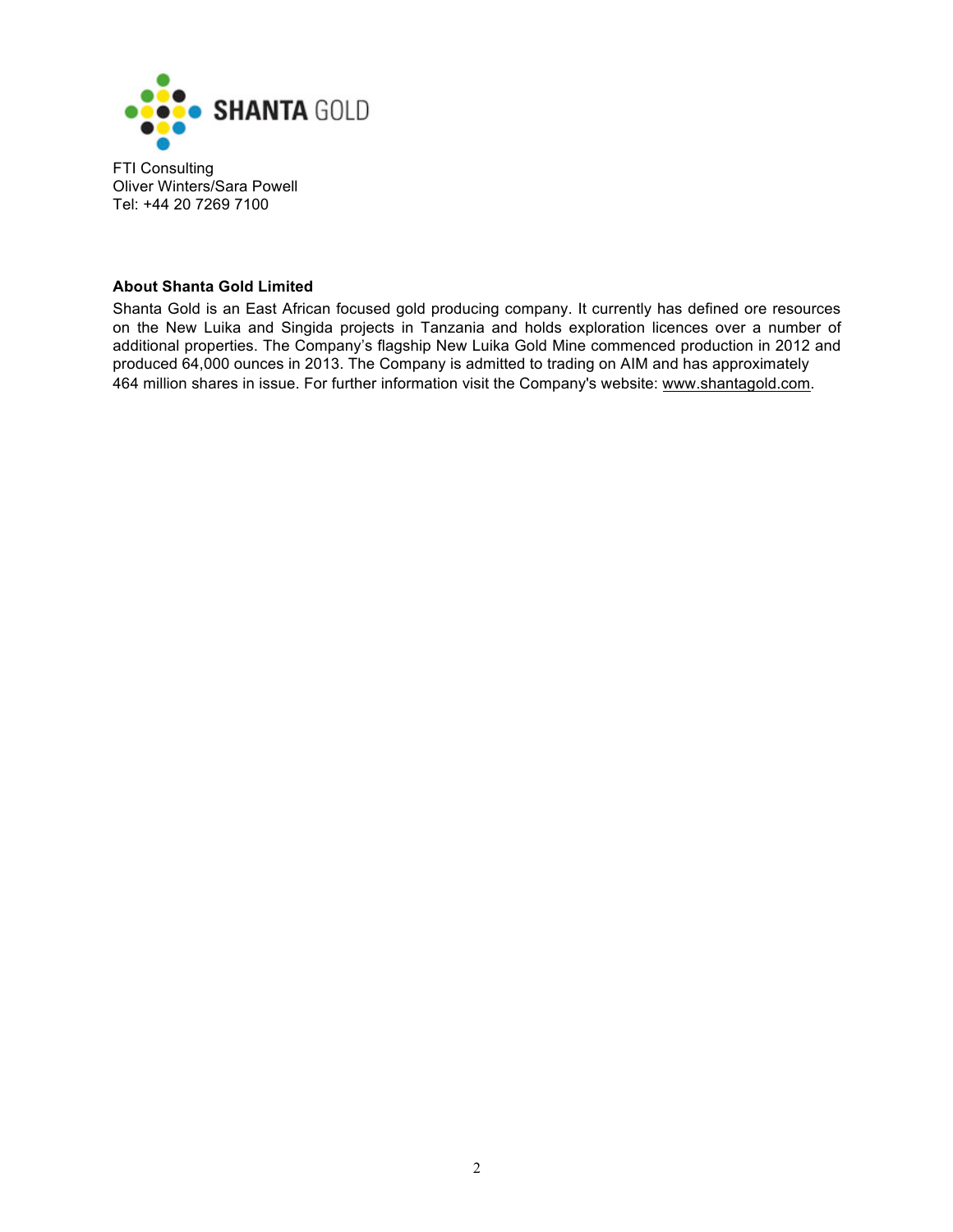FTI Consulting
Oliver Winters/Sara Powell
Tel: +44 20 7269 7100

**About Shanta Gold Limited**

Shanta Gold is an East African focused gold producing company. It currently has defined ore resources on the New Luika and Singida projects in Tanzania and holds exploration licences over a number of additional properties. The Company's flagship New Luika Gold Mine commenced production in 2012 and produced 64,000 ounces in 2013. The Company is admitted to trading on AIM and has approximately 464 million shares in issue. For further information visit the Company's website: www.shantagold.com.